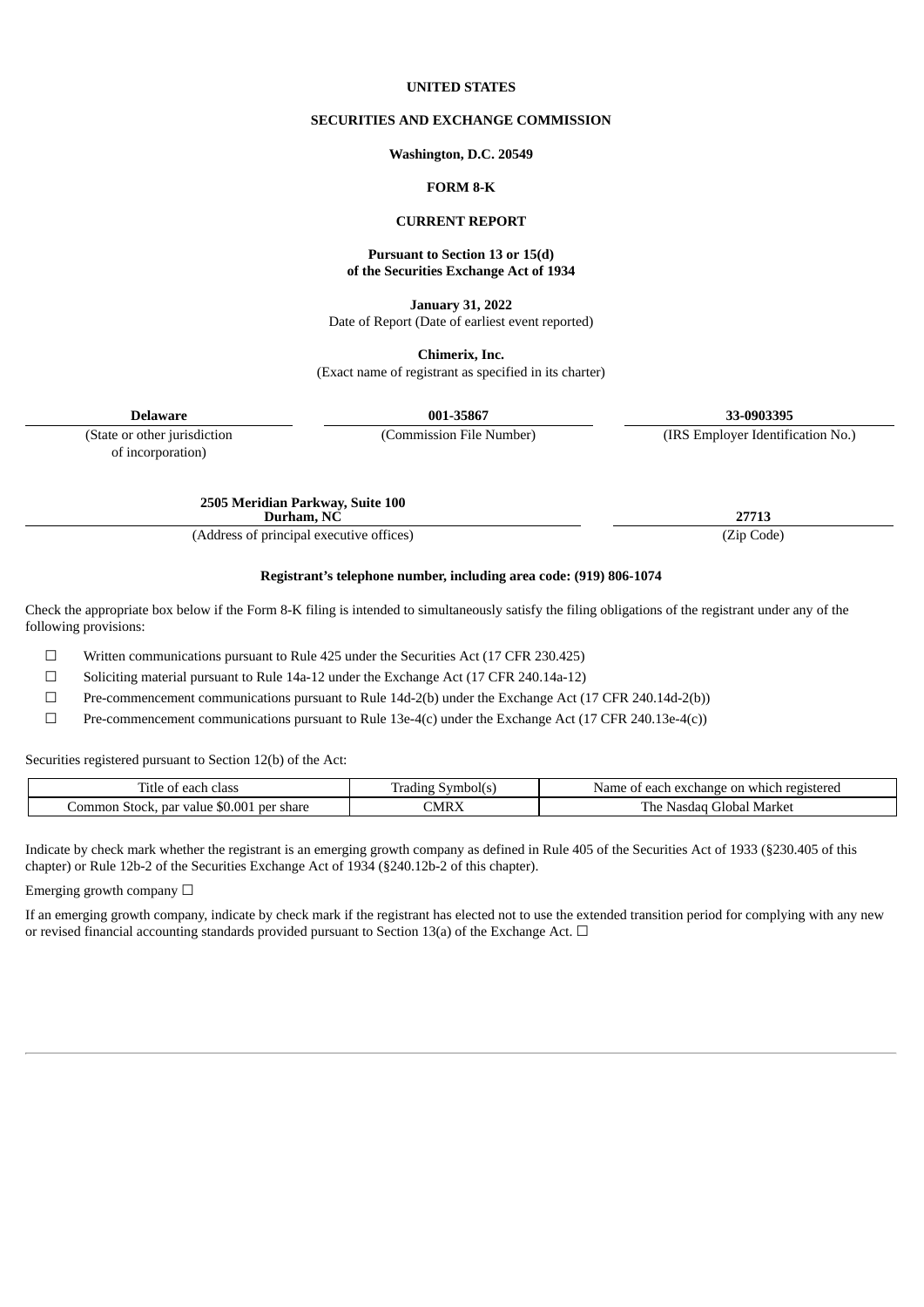**UNITED STATES**

**SECURITIES AND EXCHANGE COMMISSION**

**Washington, D.C. 20549**

**FORM 8-K**

**CURRENT REPORT**

**Pursuant to Section 13 or 15(d)**
**of the Securities Exchange Act of 1934**

**January 31, 2022**
Date of Report (Date of earliest event reported)

**Chimerix, Inc.**
(Exact name of registrant as specified in its charter)

| **Delaware** | **001-35867** | **33-0903395** |
|---|---|---|
| (State or other jurisdiction of incorporation) | (Commission File Number) | (IRS Employer Identification No.) |

| **2505 Meridian Parkway, Suite 100 Durham, NC** | **27713** |
|---|---|
| (Address of principal executive offices) | (Zip Code) |

**Registrant's telephone number, including area code: (919) 806-1074**

Check the appropriate box below if the Form 8-K filing is intended to simultaneously satisfy the filing obligations of the registrant under any of the following provisions:

☐ Written communications pursuant to Rule 425 under the Securities Act (17 CFR 230.425)

☐ Soliciting material pursuant to Rule 14a-12 under the Exchange Act (17 CFR 240.14a-12)

☐ Pre-commencement communications pursuant to Rule 14d-2(b) under the Exchange Act (17 CFR 240.14d-2(b))

☐ Pre-commencement communications pursuant to Rule 13e-4(c) under the Exchange Act (17 CFR 240.13e-4(c))

Securities registered pursuant to Section 12(b) of the Act:

| Title of each class | Trading Symbol(s) | Name of each exchange on which registered |
|---|---|---|
| Common Stock, par value $0.001 per share | CMRX | The Nasdaq Global Market |

Indicate by check mark whether the registrant is an emerging growth company as defined in Rule 405 of the Securities Act of 1933 (§230.405 of this chapter) or Rule 12b-2 of the Securities Exchange Act of 1934 (§240.12b-2 of this chapter).

Emerging growth company ☐

If an emerging growth company, indicate by check mark if the registrant has elected not to use the extended transition period for complying with any new or revised financial accounting standards provided pursuant to Section 13(a) of the Exchange Act. ☐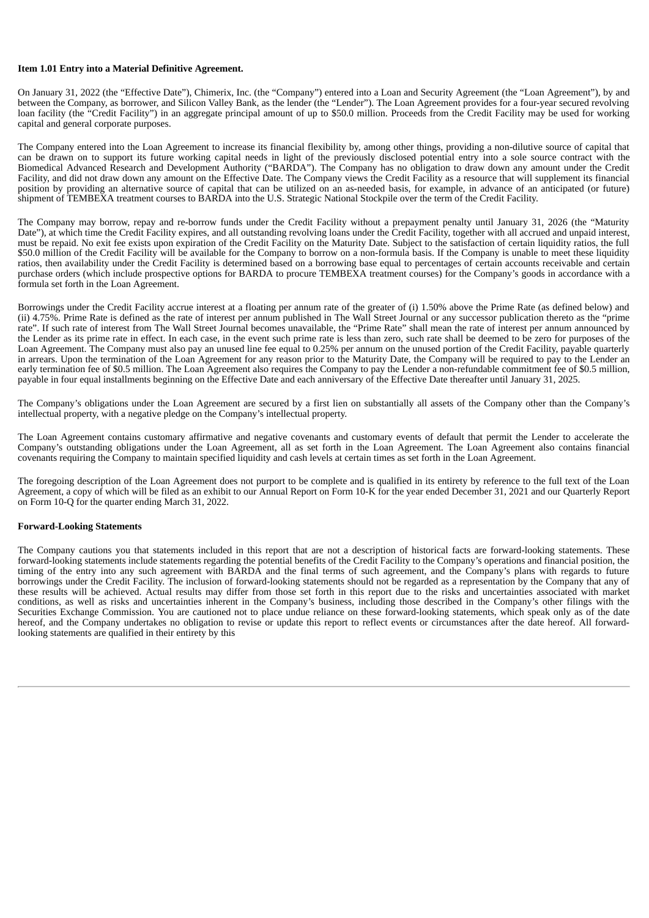**Item 1.01 Entry into a Material Definitive Agreement.**

On January 31, 2022 (the "Effective Date"), Chimerix, Inc. (the "Company") entered into a Loan and Security Agreement (the "Loan Agreement"), by and between the Company, as borrower, and Silicon Valley Bank, as the lender (the "Lender"). The Loan Agreement provides for a four-year secured revolving loan facility (the "Credit Facility") in an aggregate principal amount of up to $50.0 million. Proceeds from the Credit Facility may be used for working capital and general corporate purposes.

The Company entered into the Loan Agreement to increase its financial flexibility by, among other things, providing a non-dilutive source of capital that can be drawn on to support its future working capital needs in light of the previously disclosed potential entry into a sole source contract with the Biomedical Advanced Research and Development Authority ("BARDA"). The Company has no obligation to draw down any amount under the Credit Facility, and did not draw down any amount on the Effective Date. The Company views the Credit Facility as a resource that will supplement its financial position by providing an alternative source of capital that can be utilized on an as-needed basis, for example, in advance of an anticipated (or future) shipment of TEMBEXA treatment courses to BARDA into the U.S. Strategic National Stockpile over the term of the Credit Facility.

The Company may borrow, repay and re-borrow funds under the Credit Facility without a prepayment penalty until January 31, 2026 (the "Maturity Date"), at which time the Credit Facility expires, and all outstanding revolving loans under the Credit Facility, together with all accrued and unpaid interest, must be repaid. No exit fee exists upon expiration of the Credit Facility on the Maturity Date. Subject to the satisfaction of certain liquidity ratios, the full $50.0 million of the Credit Facility will be available for the Company to borrow on a non-formula basis. If the Company is unable to meet these liquidity ratios, then availability under the Credit Facility is determined based on a borrowing base equal to percentages of certain accounts receivable and certain purchase orders (which include prospective options for BARDA to procure TEMBEXA treatment courses) for the Company's goods in accordance with a formula set forth in the Loan Agreement.

Borrowings under the Credit Facility accrue interest at a floating per annum rate of the greater of (i) 1.50% above the Prime Rate (as defined below) and (ii) 4.75%. Prime Rate is defined as the rate of interest per annum published in The Wall Street Journal or any successor publication thereto as the "prime rate". If such rate of interest from The Wall Street Journal becomes unavailable, the "Prime Rate" shall mean the rate of interest per annum announced by the Lender as its prime rate in effect. In each case, in the event such prime rate is less than zero, such rate shall be deemed to be zero for purposes of the Loan Agreement. The Company must also pay an unused line fee equal to 0.25% per annum on the unused portion of the Credit Facility, payable quarterly in arrears. Upon the termination of the Loan Agreement for any reason prior to the Maturity Date, the Company will be required to pay to the Lender an early termination fee of $0.5 million. The Loan Agreement also requires the Company to pay the Lender a non-refundable commitment fee of $0.5 million, payable in four equal installments beginning on the Effective Date and each anniversary of the Effective Date thereafter until January 31, 2025.

The Company's obligations under the Loan Agreement are secured by a first lien on substantially all assets of the Company other than the Company's intellectual property, with a negative pledge on the Company's intellectual property.

The Loan Agreement contains customary affirmative and negative covenants and customary events of default that permit the Lender to accelerate the Company's outstanding obligations under the Loan Agreement, all as set forth in the Loan Agreement. The Loan Agreement also contains financial covenants requiring the Company to maintain specified liquidity and cash levels at certain times as set forth in the Loan Agreement.

The foregoing description of the Loan Agreement does not purport to be complete and is qualified in its entirety by reference to the full text of the Loan Agreement, a copy of which will be filed as an exhibit to our Annual Report on Form 10-K for the year ended December 31, 2021 and our Quarterly Report on Form 10-Q for the quarter ending March 31, 2022.

**Forward-Looking Statements**

The Company cautions you that statements included in this report that are not a description of historical facts are forward-looking statements. These forward-looking statements include statements regarding the potential benefits of the Credit Facility to the Company's operations and financial position, the timing of the entry into any such agreement with BARDA and the final terms of such agreement, and the Company's plans with regards to future borrowings under the Credit Facility. The inclusion of forward-looking statements should not be regarded as a representation by the Company that any of these results will be achieved. Actual results may differ from those set forth in this report due to the risks and uncertainties associated with market conditions, as well as risks and uncertainties inherent in the Company's business, including those described in the Company's other filings with the Securities Exchange Commission. You are cautioned not to place undue reliance on these forward-looking statements, which speak only as of the date hereof, and the Company undertakes no obligation to revise or update this report to reflect events or circumstances after the date hereof. All forward-looking statements are qualified in their entirety by this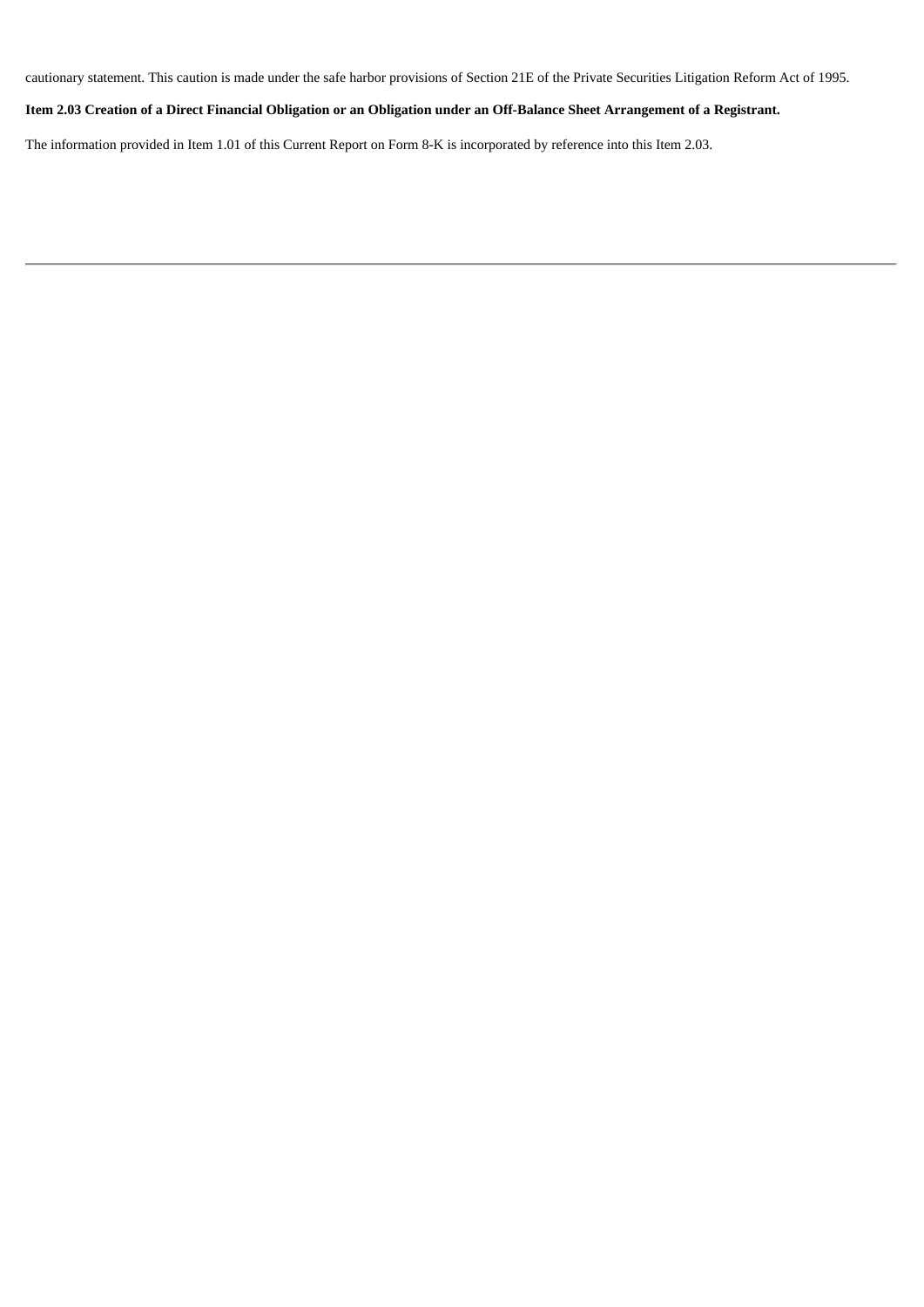cautionary statement. This caution is made under the safe harbor provisions of Section 21E of the Private Securities Litigation Reform Act of 1995.

**Item 2.03 Creation of a Direct Financial Obligation or an Obligation under an Off-Balance Sheet Arrangement of a Registrant.**

The information provided in Item 1.01 of this Current Report on Form 8-K is incorporated by reference into this Item 2.03.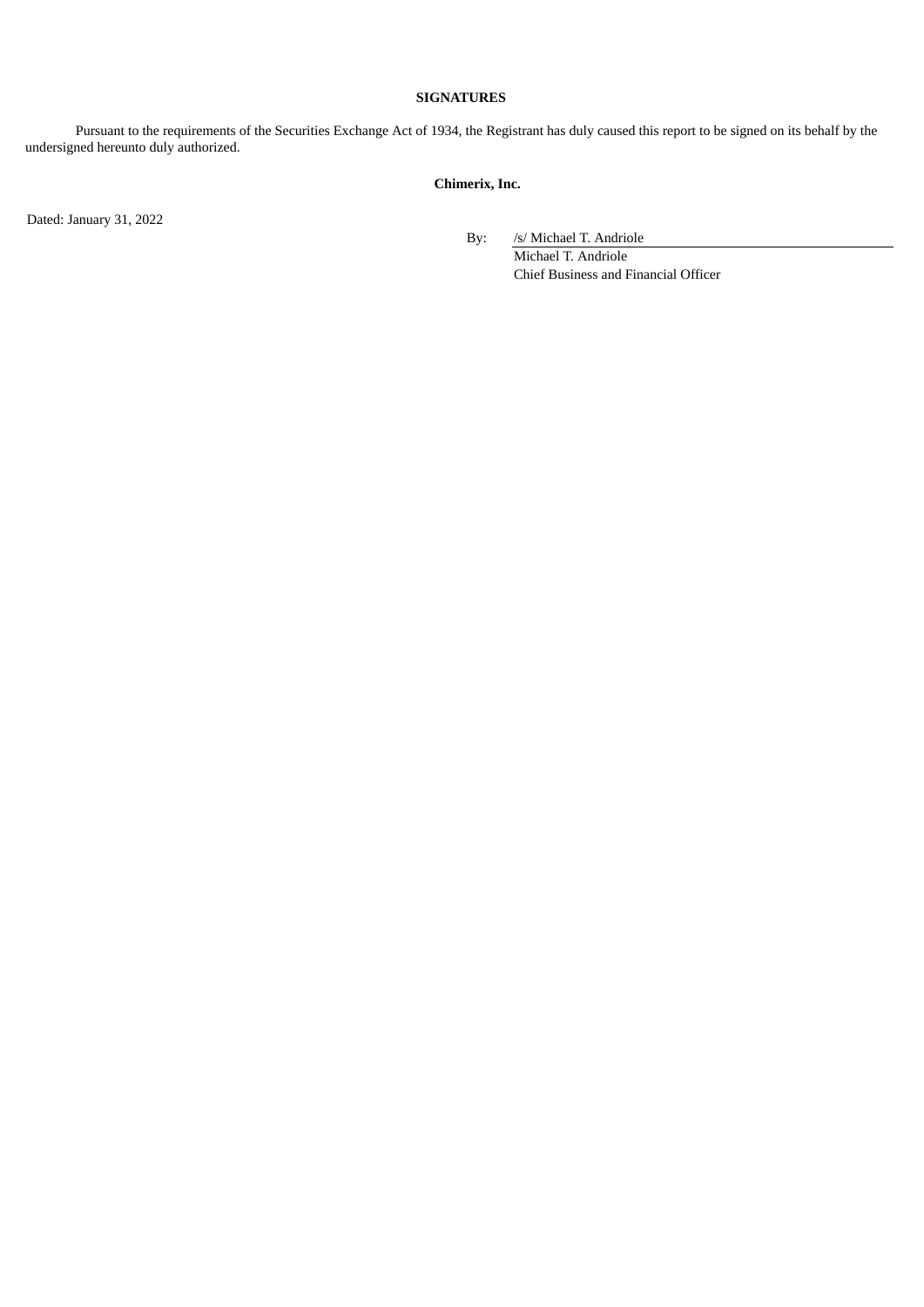**SIGNATURES**

Pursuant to the requirements of the Securities Exchange Act of 1934, the Registrant has duly caused this report to be signed on its behalf by the undersigned hereunto duly authorized.

**Chimerix, Inc.**

Dated: January 31, 2022

By: /s/ Michael T. Andriole
Michael T. Andriole
Chief Business and Financial Officer